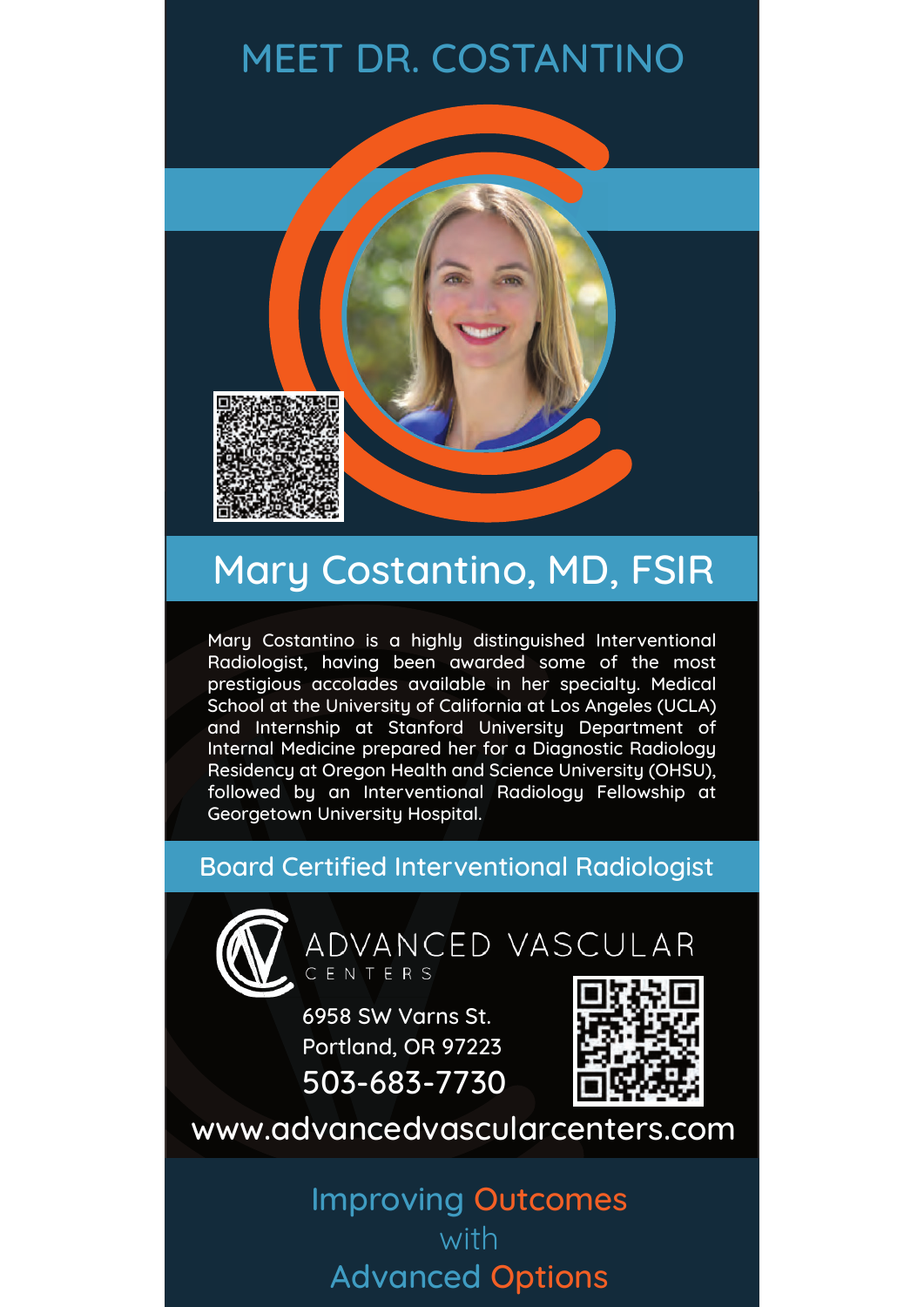# MEET DR. COSTANTINO

## Mary Costantino, MD, FSIR

Mary Costantino is a highly distinguished Interventional Radiologist, having been awarded some of the most prestigious accolades available in her specialty. Medical School at the University of California at Los Angeles (UCLA) and Internship at Stanford University Department of Internal Medicine prepared her for a Diagnostic Radiology Residency at Oregon Health and Science University (OHSU), followed by an Interventional Radiology Fellowship at Georgetown University Hospital.

### Board Certified Interventional Radiologist

ADVANCED VASCULAR
CENTERS

6958 SW Varns St.
Portland, OR 97223
503-683-7730

www.advancedvascularcenters.com

Improving Outcomes
with
Advanced Options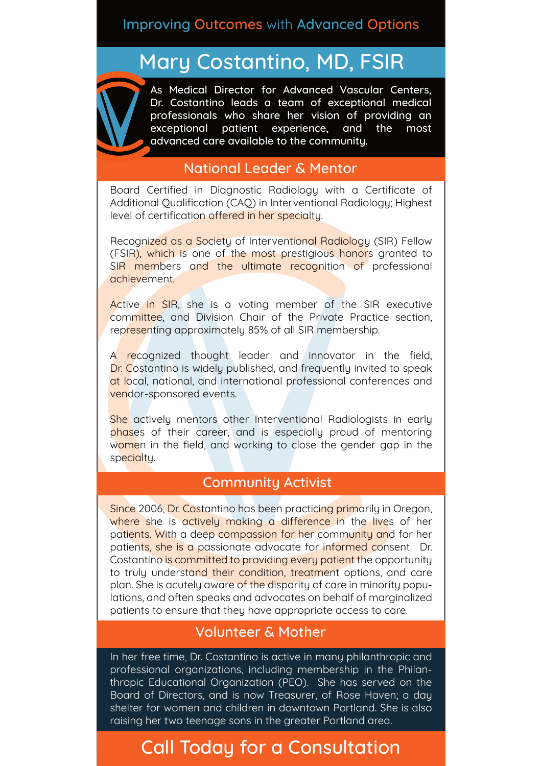Improving Outcomes with Advanced Options

# Mary Costantino, MD, FSIR

As Medical Director for Advanced Vascular Centers, Dr. Costantino leads a team of exceptional medical professionals who share her vision of providing an exceptional patient experience, and the most advanced care available to the community.

## National Leader & Mentor

Board Certified in Diagnostic Radiology with a Certificate of Additional Qualification (CAQ) in Interventional Radiology; Highest level of certification offered in her specialty.

Recognized as a Society of Interventional Radiology (SIR) Fellow (FSIR), which is one of the most prestigious honors granted to SIR members and the ultimate recognition of professional achievement.

Active in SIR, she is a voting member of the SIR executive committee, and Division Chair of the Private Practice section, representing approximately 85% of all SIR membership.

A recognized thought leader and innovator in the field, Dr. Costantino is widely published, and frequently invited to speak at local, national, and international professional conferences and vendor-sponsored events.

She actively mentors other Interventional Radiologists in early phases of their career, and is especially proud of mentoring women in the field, and working to close the gender gap in the specialty.

## Community Activist

Since 2006, Dr. Costantino has been practicing primarily in Oregon, where she is actively making a difference in the lives of her patients. With a deep compassion for her community and for her patients, she is a passionate advocate for informed consent. Dr. Costantino is committed to providing every patient the opportunity to truly understand their condition, treatment options, and care plan. She is acutely aware of the disparity of care in minority populations, and often speaks and advocates on behalf of marginalized patients to ensure that they have appropriate access to care.

## Volunteer & Mother

In her free time, Dr. Costantino is active in many philanthropic and professional organizations, including membership in the Philanthropic Educational Organization (PEO). She has served on the Board of Directors, and is now Treasurer, of Rose Haven; a day shelter for women and children in downtown Portland. She is also raising her two teenage sons in the greater Portland area.

## Call Today for a Consultation